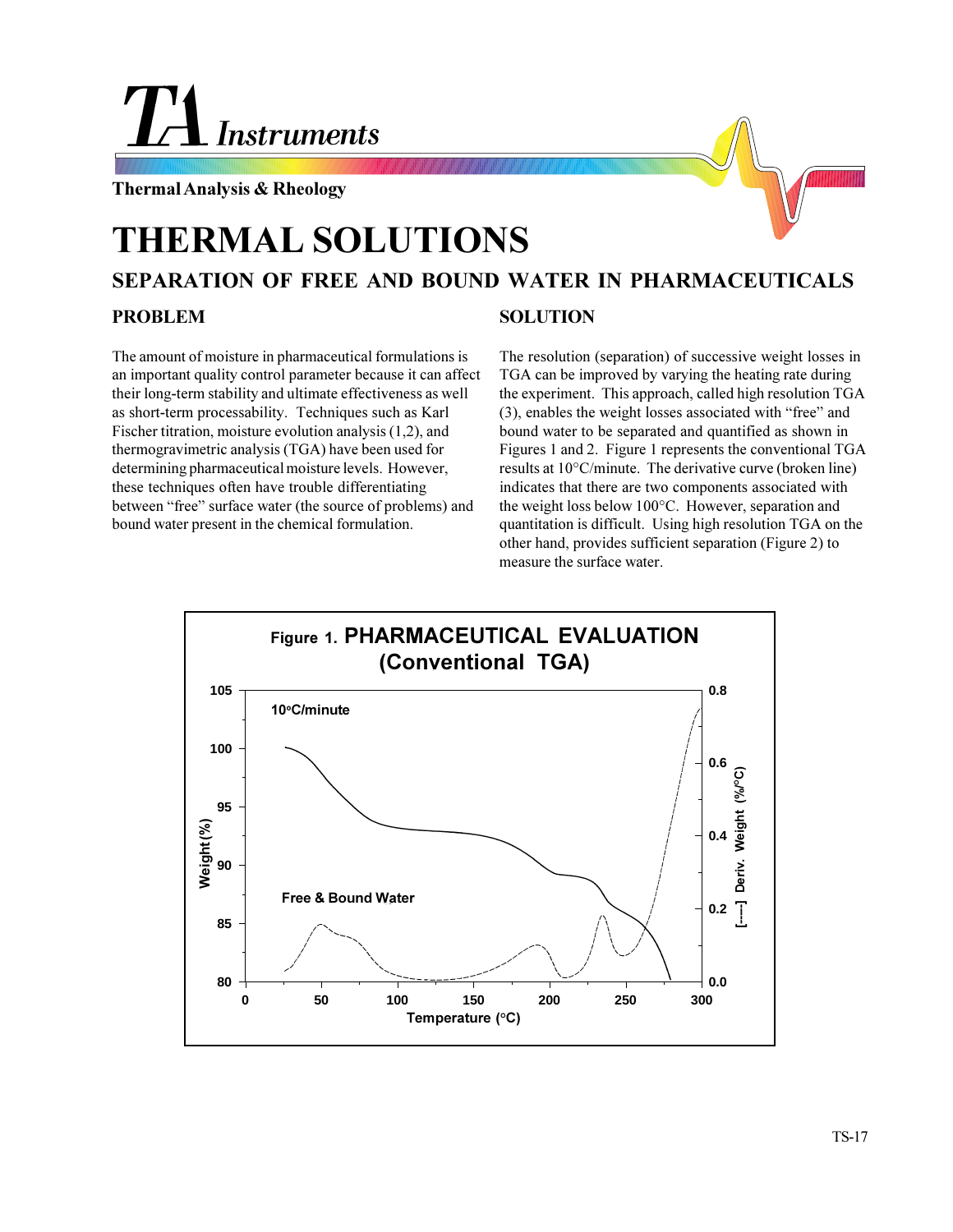# THERMAL SOLUTIONS

## SEPARATION OF FREE AND BOUND WATER IN PHARMACEUTICALS

### PROBLEM

The amount of moisture in pharmaceutical formulations is an important quality control parameter because it can affect their long-term stability and ultimate effectiveness as well as short-term processability. Techniques such as Karl Fischer titration, moisture evolution analysis (1,2), and thermogravimetric analysis (TGA) have been used for determining pharmaceutical moisture levels. However, these techniques often have trouble differentiating between "free" surface water (the source of problems) and bound water present in the chemical formulation.

### SOLUTION

The resolution (separation) of successive weight losses in TGA can be improved by varying the heating rate during the experiment. This approach, called high resolution TGA (3), enables the weight losses associated with "free" and bound water to be separated and quantified as shown in Figures 1 and 2. Figure 1 represents the conventional TGA results at 10°C/minute. The derivative curve (broken line) indicates that there are two components associated with the weight loss below 100°C. However, separation and quantitation is difficult. Using high resolution TGA on the other hand, provides sufficient separation (Figure 2) to measure the surface water.

**Figure 1. PHARMACEUTICAL EVALUATION (Conventional TGA)**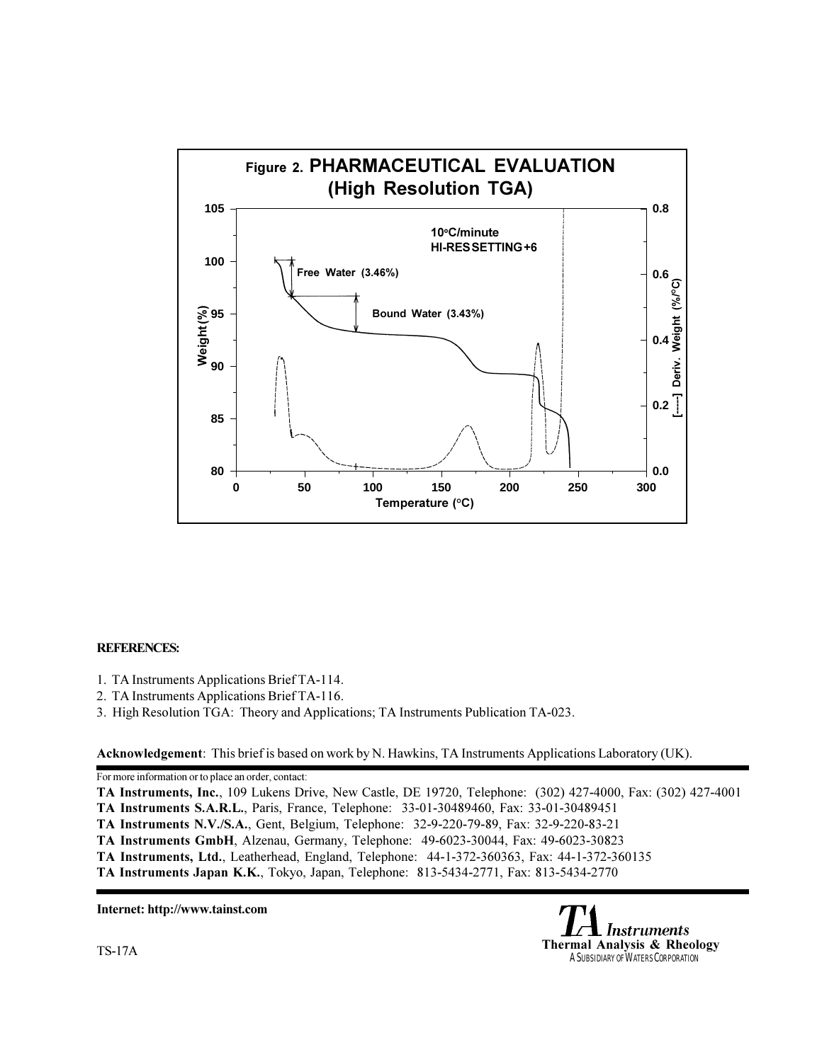**Figure 2. PHARMACEUTICAL EVALUATION (High Resolution TGA)**

10°C/minute
HI-RES SETTING +6

Free Water (3.46%)

Bound Water (3.43%)

Weight (%)

[-----] Deriv. Weight (%/°C)

Temperature (°C)

105
100
95
90
85
80

0.8
0.6
0.4
0.2
0.0

0
50
100
150
200
250
300

**REFERENCES:**

1. TA Instruments Applications Brief TA-114.
2. TA Instruments Applications Brief TA-116.
3. High Resolution TGA: Theory and Applications; TA Instruments Publication TA-023.

**Acknowledgement**: This brief is based on work by N. Hawkins, TA Instruments Applications Laboratory (UK).

For more information or to place an order, contact:

**TA Instruments, Inc.**, 109 Lukens Drive, New Castle, DE 19720, Telephone: (302) 427-4000, Fax: (302) 427-4001
**TA Instruments S.A.R.L.**, Paris, France, Telephone: 33-01-30489460, Fax: 33-01-30489451
**TA Instruments N.V./S.A.**, Gent, Belgium, Telephone: 32-9-220-79-89, Fax: 32-9-220-83-21
**TA Instruments GmbH**, Alzenau, Germany, Telephone: 49-6023-30044, Fax: 49-6023-30823
**TA Instruments, Ltd.**, Leatherhead, England, Telephone: 44-1-372-360363, Fax: 44-1-372-360135
**TA Instruments Japan K.K.**, Tokyo, Japan, Telephone: 813-5434-2771, Fax: 813-5434-2770

**Internet: http://www.tainst.com**

TS-17A

*TA Instruments*
**Thermal Analysis & Rheology**
A SUBSIDIARY OF WATERS CORPORATION